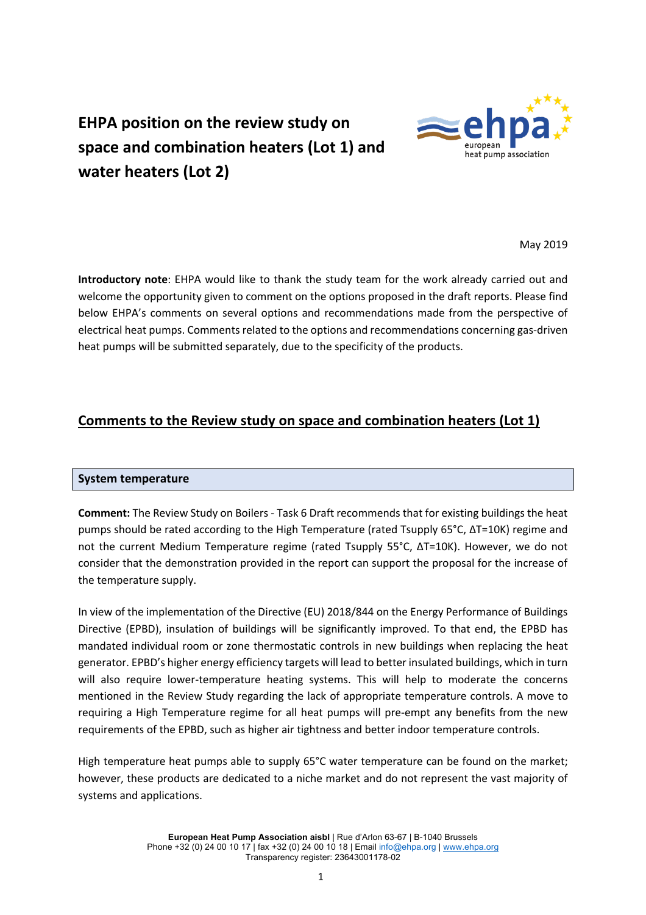# EHPA position on the review study on space and combination heaters (Lot 1) and water heaters (Lot 2)

May 2019

**Introductory note**: EHPA would like to thank the study team for the work already carried out and welcome the opportunity given to comment on the options proposed in the draft reports. Please find below EHPA's comments on several options and recommendations made from the perspective of electrical heat pumps. Comments related to the options and recommendations concerning gas-driven heat pumps will be submitted separately, due to the specificity of the products.

## Comments to the Review study on space and combination heaters (Lot 1)

### System temperature

**Comment:** The Review Study on Boilers - Task 6 Draft recommends that for existing buildings the heat pumps should be rated according to the High Temperature (rated Tsupply 65°C, ΔT=10K) regime and not the current Medium Temperature regime (rated Tsupply 55°C, ΔT=10K). However, we do not consider that the demonstration provided in the report can support the proposal for the increase of the temperature supply.

In view of the implementation of the Directive (EU) 2018/844 on the Energy Performance of Buildings Directive (EPBD), insulation of buildings will be significantly improved. To that end, the EPBD has mandated individual room or zone thermostatic controls in new buildings when replacing the heat generator. EPBD's higher energy efficiency targets will lead to better insulated buildings, which in turn will also require lower-temperature heating systems. This will help to moderate the concerns mentioned in the Review Study regarding the lack of appropriate temperature controls. A move to requiring a High Temperature regime for all heat pumps will pre-empt any benefits from the new requirements of the EPBD, such as higher air tightness and better indoor temperature controls.

High temperature heat pumps able to supply 65°C water temperature can be found on the market; however, these products are dedicated to a niche market and do not represent the vast majority of systems and applications.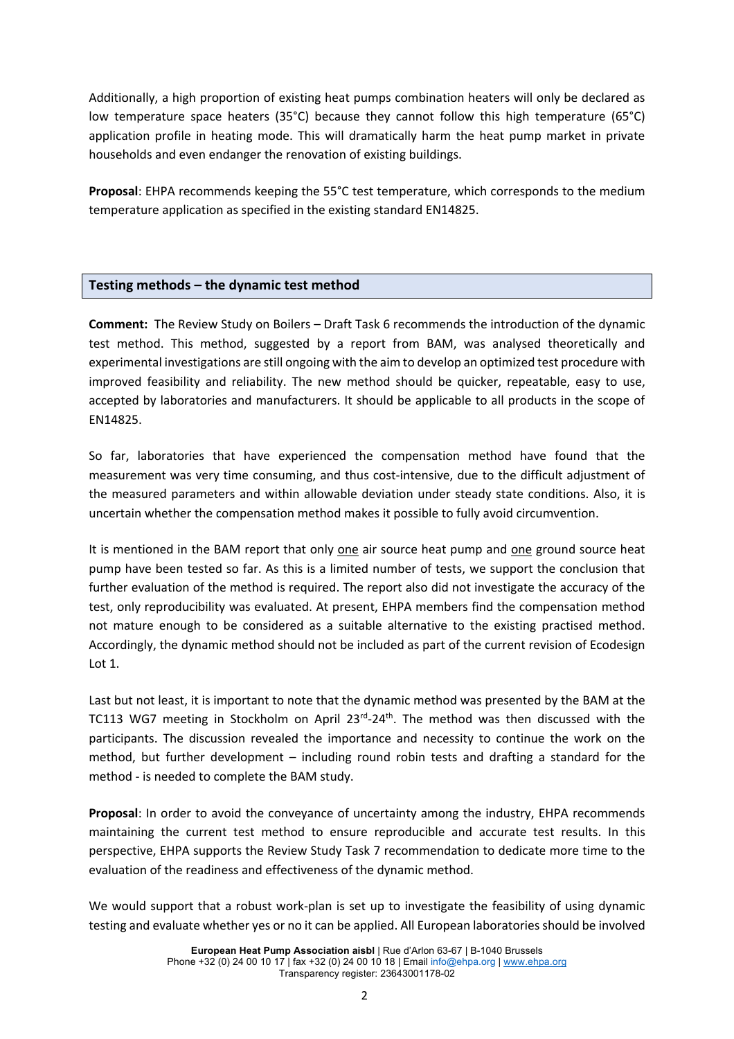Additionally, a high proportion of existing heat pumps combination heaters will only be declared as low temperature space heaters (35°C) because they cannot follow this high temperature (65°C) application profile in heating mode. This will dramatically harm the heat pump market in private households and even endanger the renovation of existing buildings.

**Proposal**: EHPA recommends keeping the 55°C test temperature, which corresponds to the medium temperature application as specified in the existing standard EN14825.

## Testing methods – the dynamic test method

**Comment:** The Review Study on Boilers – Draft Task 6 recommends the introduction of the dynamic test method. This method, suggested by a report from BAM, was analysed theoretically and experimental investigations are still ongoing with the aim to develop an optimized test procedure with improved feasibility and reliability. The new method should be quicker, repeatable, easy to use, accepted by laboratories and manufacturers. It should be applicable to all products in the scope of EN14825.

So far, laboratories that have experienced the compensation method have found that the measurement was very time consuming, and thus cost-intensive, due to the difficult adjustment of the measured parameters and within allowable deviation under steady state conditions. Also, it is uncertain whether the compensation method makes it possible to fully avoid circumvention.

It is mentioned in the BAM report that only one air source heat pump and one ground source heat pump have been tested so far. As this is a limited number of tests, we support the conclusion that further evaluation of the method is required. The report also did not investigate the accuracy of the test, only reproducibility was evaluated. At present, EHPA members find the compensation method not mature enough to be considered as a suitable alternative to the existing practised method. Accordingly, the dynamic method should not be included as part of the current revision of Ecodesign Lot 1.

Last but not least, it is important to note that the dynamic method was presented by the BAM at the TC113 WG7 meeting in Stockholm on April 23rd-24th. The method was then discussed with the participants. The discussion revealed the importance and necessity to continue the work on the method, but further development – including round robin tests and drafting a standard for the method - is needed to complete the BAM study.

**Proposal**: In order to avoid the conveyance of uncertainty among the industry, EHPA recommends maintaining the current test method to ensure reproducible and accurate test results. In this perspective, EHPA supports the Review Study Task 7 recommendation to dedicate more time to the evaluation of the readiness and effectiveness of the dynamic method.

We would support that a robust work-plan is set up to investigate the feasibility of using dynamic testing and evaluate whether yes or no it can be applied. All European laboratories should be involved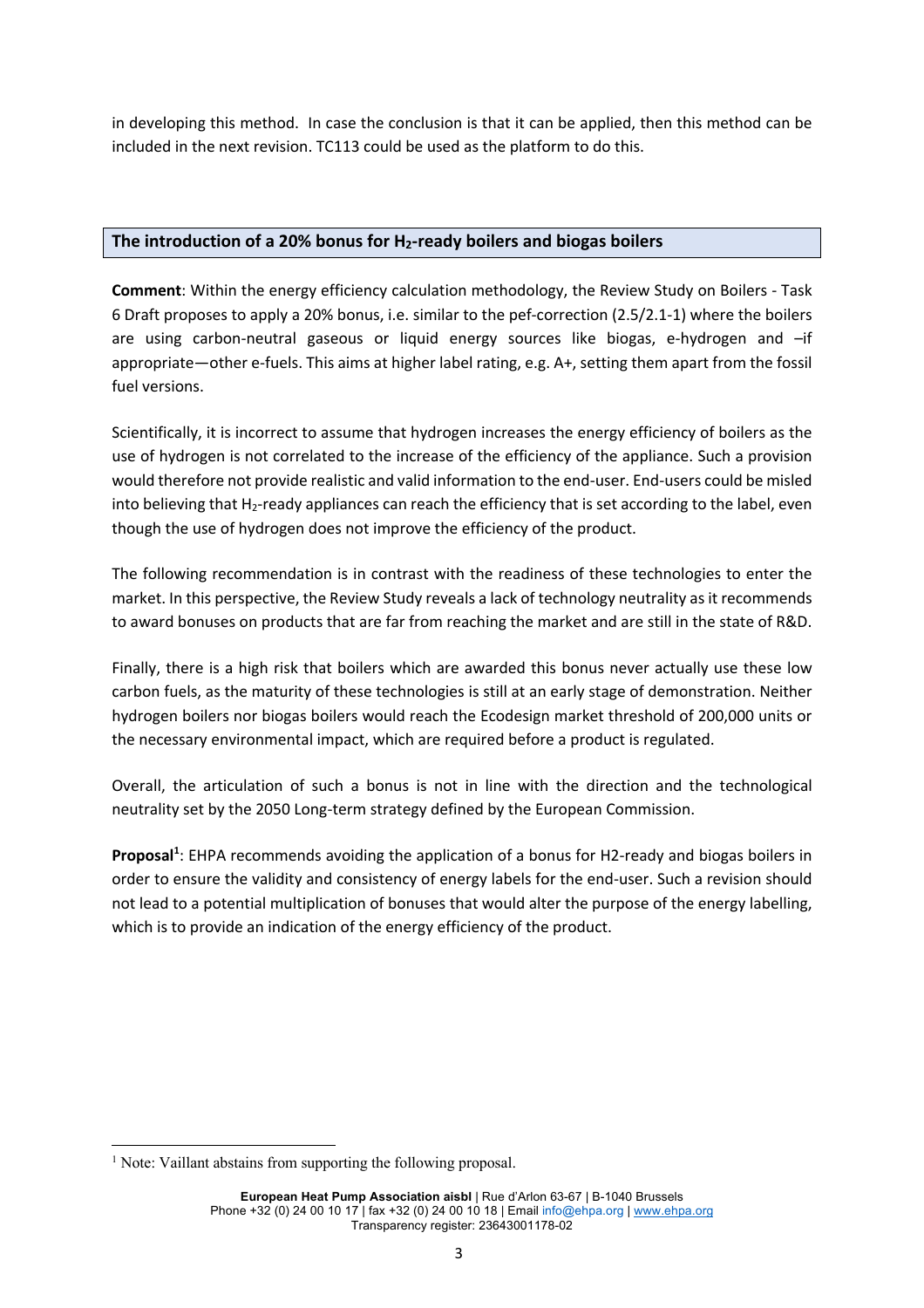in developing this method. In case the conclusion is that it can be applied, then this method can be included in the next revision. TC113 could be used as the platform to do this.

## The introduction of a 20% bonus for $H_2$-ready boilers and biogas boilers

**Comment**: Within the energy efficiency calculation methodology, the Review Study on Boilers - Task 6 Draft proposes to apply a 20% bonus, i.e. similar to the pef-correction (2.5/2.1-1) where the boilers are using carbon-neutral gaseous or liquid energy sources like biogas, e-hydrogen and –if appropriate—other e-fuels. This aims at higher label rating, e.g. A+, setting them apart from the fossil fuel versions.

Scientifically, it is incorrect to assume that hydrogen increases the energy efficiency of boilers as the use of hydrogen is not correlated to the increase of the efficiency of the appliance. Such a provision would therefore not provide realistic and valid information to the end-user. End-users could be misled into believing that $H_2$-ready appliances can reach the efficiency that is set according to the label, even though the use of hydrogen does not improve the efficiency of the product.

The following recommendation is in contrast with the readiness of these technologies to enter the market. In this perspective, the Review Study reveals a lack of technology neutrality as it recommends to award bonuses on products that are far from reaching the market and are still in the state of R&D.

Finally, there is a high risk that boilers which are awarded this bonus never actually use these low carbon fuels, as the maturity of these technologies is still at an early stage of demonstration. Neither hydrogen boilers nor biogas boilers would reach the Ecodesign market threshold of 200,000 units or the necessary environmental impact, which are required before a product is regulated.

Overall, the articulation of such a bonus is not in line with the direction and the technological neutrality set by the 2050 Long-term strategy defined by the European Commission.

**Proposal**[1]: EHPA recommends avoiding the application of a bonus for H2-ready and biogas boilers in order to ensure the validity and consistency of energy labels for the end-user. Such a revision should not lead to a potential multiplication of bonuses that would alter the purpose of the energy labelling, which is to provide an indication of the energy efficiency of the product.

[1] Note: Vaillant abstains from supporting the following proposal.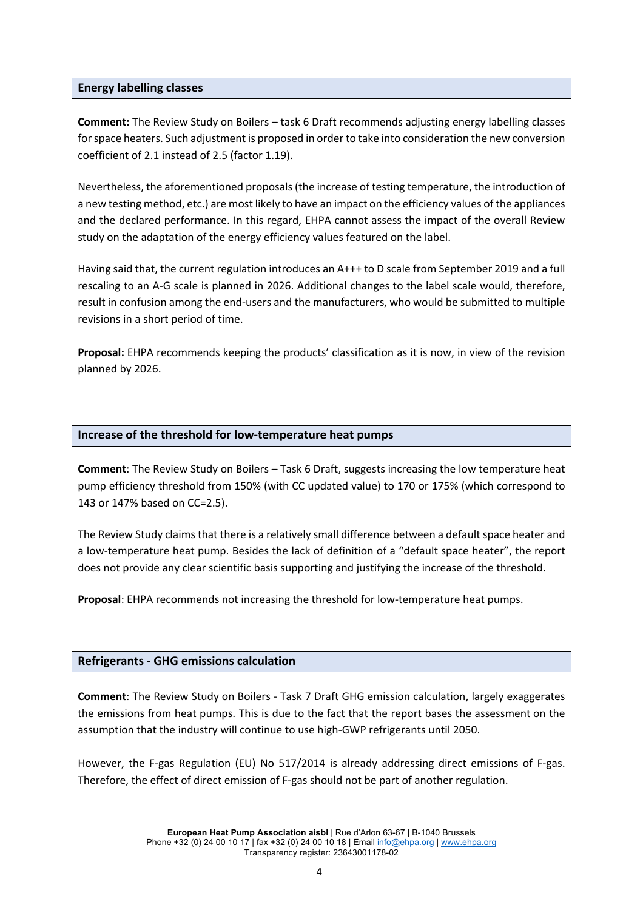## Energy labelling classes

**Comment:** The Review Study on Boilers – task 6 Draft recommends adjusting energy labelling classes for space heaters. Such adjustment is proposed in order to take into consideration the new conversion coefficient of 2.1 instead of 2.5 (factor 1.19).

Nevertheless, the aforementioned proposals (the increase of testing temperature, the introduction of a new testing method, etc.) are most likely to have an impact on the efficiency values of the appliances and the declared performance. In this regard, EHPA cannot assess the impact of the overall Review study on the adaptation of the energy efficiency values featured on the label.

Having said that, the current regulation introduces an A+++ to D scale from September 2019 and a full rescaling to an A-G scale is planned in 2026. Additional changes to the label scale would, therefore, result in confusion among the end-users and the manufacturers, who would be submitted to multiple revisions in a short period of time.

**Proposal:** EHPA recommends keeping the products' classification as it is now, in view of the revision planned by 2026.

## Increase of the threshold for low-temperature heat pumps

**Comment**: The Review Study on Boilers – Task 6 Draft, suggests increasing the low temperature heat pump efficiency threshold from 150% (with CC updated value) to 170 or 175% (which correspond to 143 or 147% based on CC=2.5).

The Review Study claims that there is a relatively small difference between a default space heater and a low-temperature heat pump. Besides the lack of definition of a "default space heater", the report does not provide any clear scientific basis supporting and justifying the increase of the threshold.

**Proposal**: EHPA recommends not increasing the threshold for low-temperature heat pumps.

## Refrigerants - GHG emissions calculation

**Comment**: The Review Study on Boilers - Task 7 Draft GHG emission calculation, largely exaggerates the emissions from heat pumps. This is due to the fact that the report bases the assessment on the assumption that the industry will continue to use high-GWP refrigerants until 2050.

However, the F-gas Regulation (EU) No 517/2014 is already addressing direct emissions of F-gas. Therefore, the effect of direct emission of F-gas should not be part of another regulation.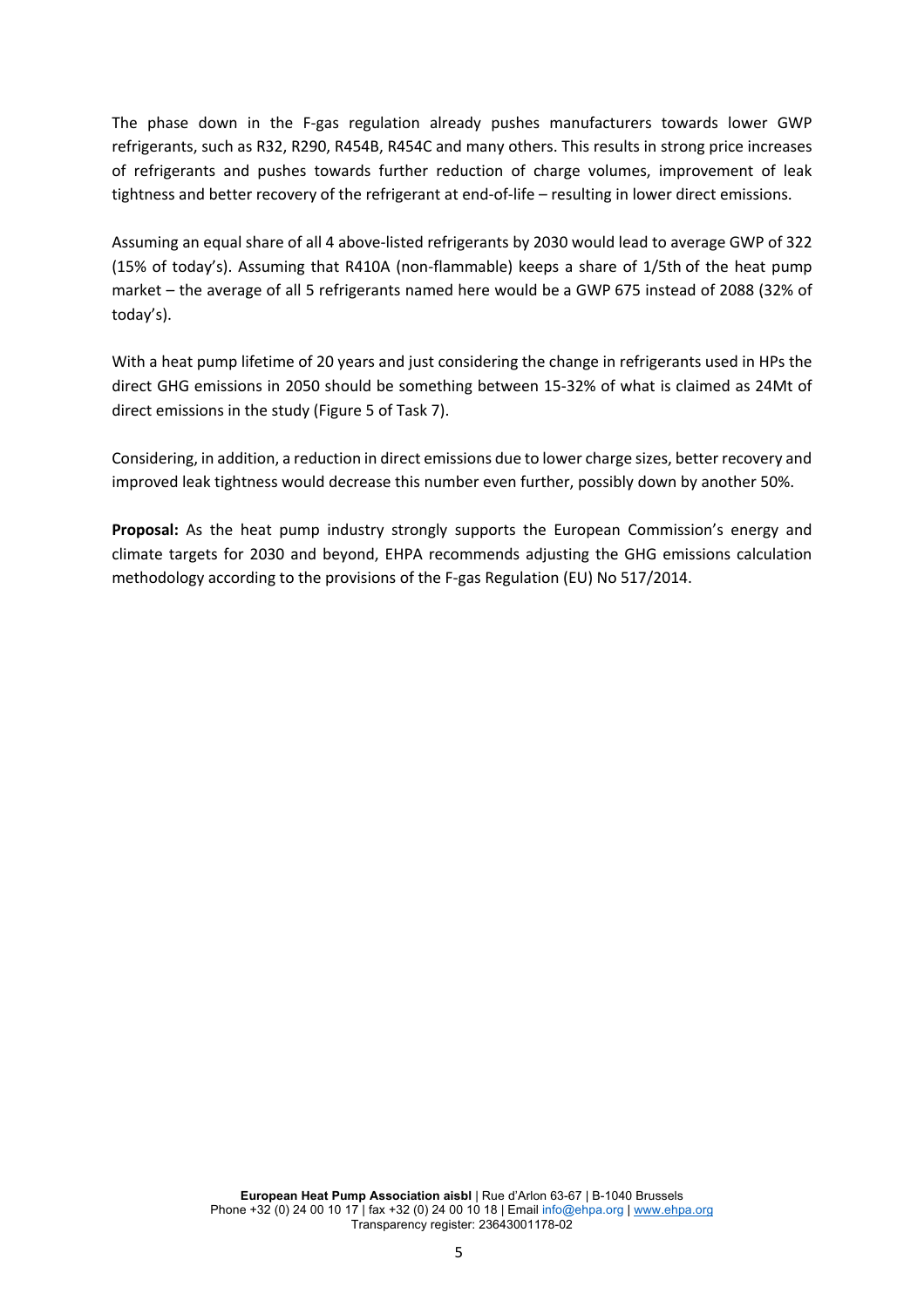The phase down in the F-gas regulation already pushes manufacturers towards lower GWP refrigerants, such as R32, R290, R454B, R454C and many others. This results in strong price increases of refrigerants and pushes towards further reduction of charge volumes, improvement of leak tightness and better recovery of the refrigerant at end-of-life – resulting in lower direct emissions.

Assuming an equal share of all 4 above-listed refrigerants by 2030 would lead to average GWP of 322 (15% of today's). Assuming that R410A (non-flammable) keeps a share of 1/5th of the heat pump market – the average of all 5 refrigerants named here would be a GWP 675 instead of 2088 (32% of today's).

With a heat pump lifetime of 20 years and just considering the change in refrigerants used in HPs the direct GHG emissions in 2050 should be something between 15-32% of what is claimed as 24Mt of direct emissions in the study (Figure 5 of Task 7).

Considering, in addition, a reduction in direct emissions due to lower charge sizes, better recovery and improved leak tightness would decrease this number even further, possibly down by another 50%.

**Proposal:** As the heat pump industry strongly supports the European Commission's energy and climate targets for 2030 and beyond, EHPA recommends adjusting the GHG emissions calculation methodology according to the provisions of the F-gas Regulation (EU) No 517/2014.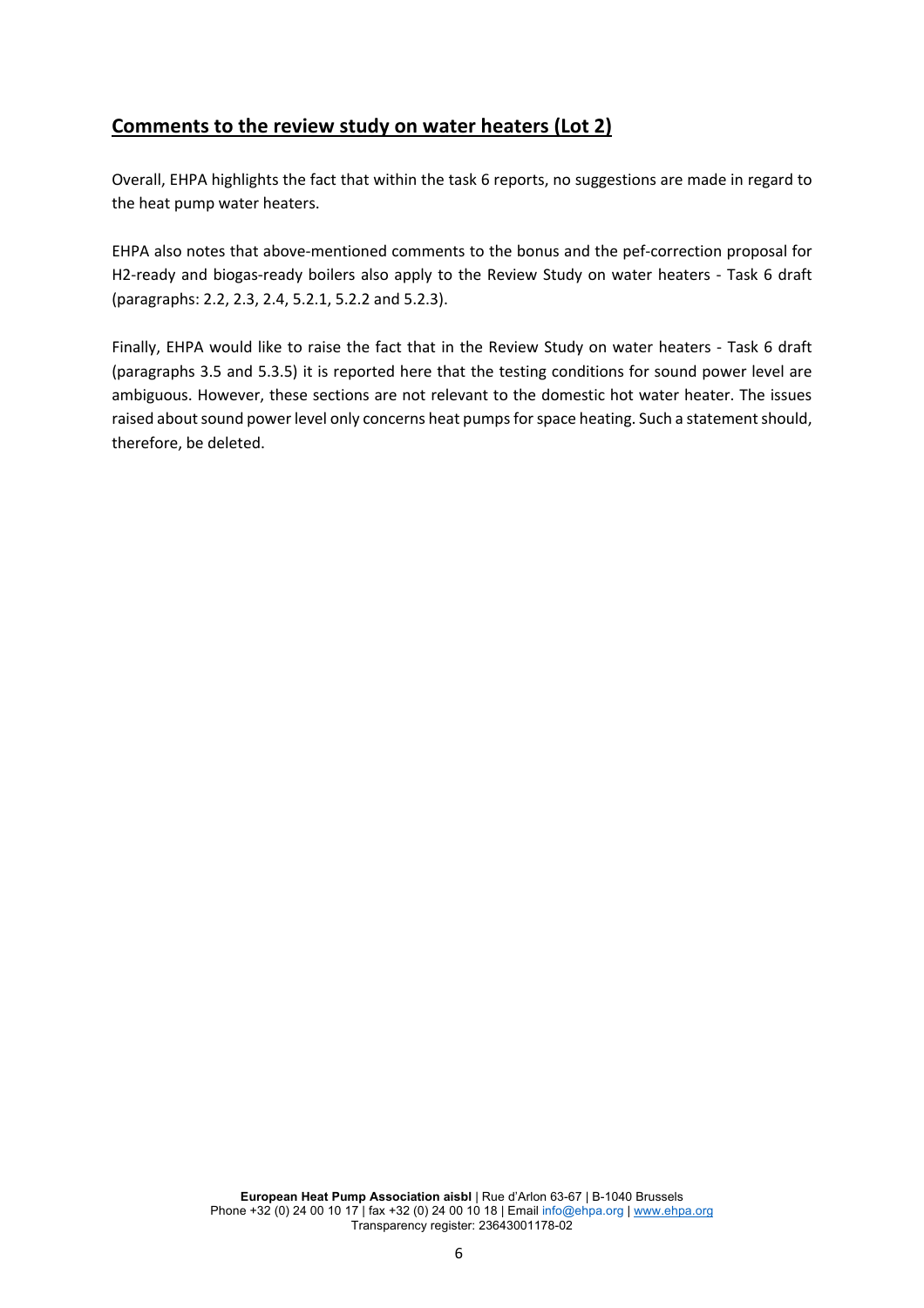## Comments to the review study on water heaters (Lot 2)

Overall, EHPA highlights the fact that within the task 6 reports, no suggestions are made in regard to the heat pump water heaters.

EHPA also notes that above-mentioned comments to the bonus and the pef-correction proposal for H2-ready and biogas-ready boilers also apply to the Review Study on water heaters - Task 6 draft (paragraphs: 2.2, 2.3, 2.4, 5.2.1, 5.2.2 and 5.2.3).

Finally, EHPA would like to raise the fact that in the Review Study on water heaters - Task 6 draft (paragraphs 3.5 and 5.3.5) it is reported here that the testing conditions for sound power level are ambiguous. However, these sections are not relevant to the domestic hot water heater. The issues raised about sound power level only concerns heat pumps for space heating. Such a statement should, therefore, be deleted.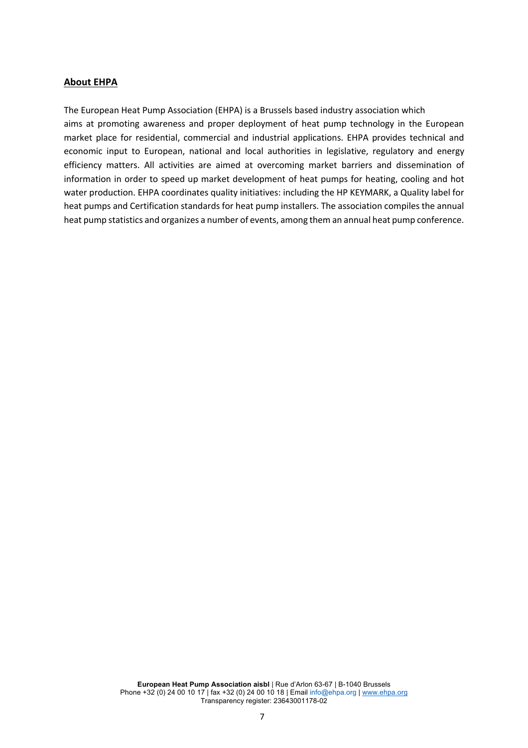## **About EHPA**

The European Heat Pump Association (EHPA) is a Brussels based industry association which aims at promoting awareness and proper deployment of heat pump technology in the European market place for residential, commercial and industrial applications. EHPA provides technical and economic input to European, national and local authorities in legislative, regulatory and energy efficiency matters. All activities are aimed at overcoming market barriers and dissemination of information in order to speed up market development of heat pumps for heating, cooling and hot water production. EHPA coordinates quality initiatives: including the HP KEYMARK, a Quality label for heat pumps and Certification standards for heat pump installers. The association compiles the annual heat pump statistics and organizes a number of events, among them an annual heat pump conference.

**European Heat Pump Association aisbl** | Rue d'Arlon 63-67 | B-1040 Brussels
Phone +32 (0) 24 00 10 17 | fax +32 (0) 24 00 10 18 | Email info@ehpa.org | www.ehpa.org
Transparency register: 23643001178-02